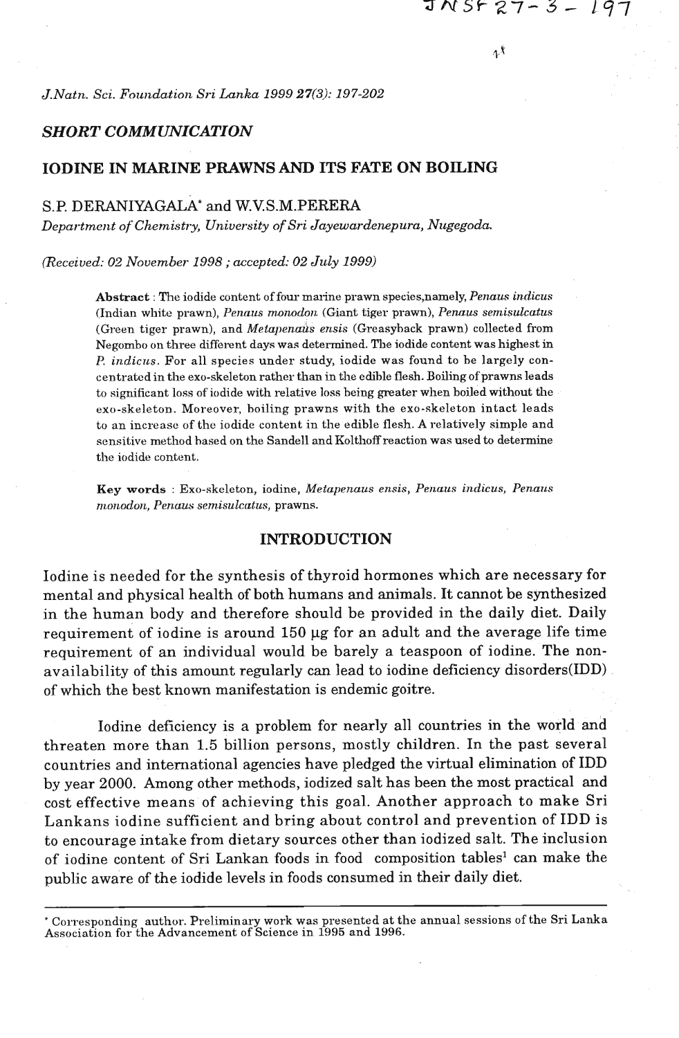## SHORT COMMUNICATION

# IODINE IN MARINE PRAWNS AND ITS FATE ON BOILING

S.P. DERANIYAGALA* and W.V.S.M.PERERA

*Department of Chemistry, University of Sri Jayewardenepura, Nugegoda.*

*(Received: 02 November 1998 ; accepted: 02 July 1999)*

> **Abstract** : The iodide content of four marine prawn species,namely, *Penaus indicus* (Indian white prawn), *Penaus monodon* (Giant tiger prawn), *Penaus semisulcatus* (Green tiger prawn), and *Metapenaus ensis* (Greasyback prawn) collected from Negombo on three different days was determined. The iodide content was highest in *P. indicus*. For all species under study, iodide was found to be largely concentrated in the exo-skeleton rather than in the edible flesh. Boiling of prawns leads to significant loss of iodide with relative loss being greater when boiled without the exo-skeleton. Moreover, boiling prawns with the exo-skeleton intact leads to an increase of the iodide content in the edible flesh. A relatively simple and sensitive method based on the Sandell and Kolthoff reaction was used to determine the iodide content.
>
> **Key words** : Exo-skeleton, iodine, *Metapenaus ensis*, *Penaus indicus*, *Penaus monodon*, *Penaus semisulcatus*, prawns.

## INTRODUCTION

Iodine is needed for the synthesis of thyroid hormones which are necessary for mental and physical health of both humans and animals. It cannot be synthesized in the human body and therefore should be provided in the daily diet. Daily requirement of iodine is around 150 μg for an adult and the average life time requirement of an individual would be barely a teaspoon of iodine. The non-availability of this amount regularly can lead to iodine deficiency disorders(IDD) of which the best known manifestation is endemic goitre.

Iodine deficiency is a problem for nearly all countries in the world and threaten more than 1.5 billion persons, mostly children. In the past several countries and international agencies have pledged the virtual elimination of IDD by year 2000. Among other methods, iodized salt has been the most practical and cost effective means of achieving this goal. Another approach to make Sri Lankans iodine sufficient and bring about control and prevention of IDD is to encourage intake from dietary sources other than iodized salt. The inclusion of iodine content of Sri Lankan foods in food composition tables[1] can make the public aware of the iodide levels in foods consumed in their daily diet.

---

* Corresponding author. Preliminary work was presented at the annual sessions of the Sri Lanka Association for the Advancement of Science in 1995 and 1996.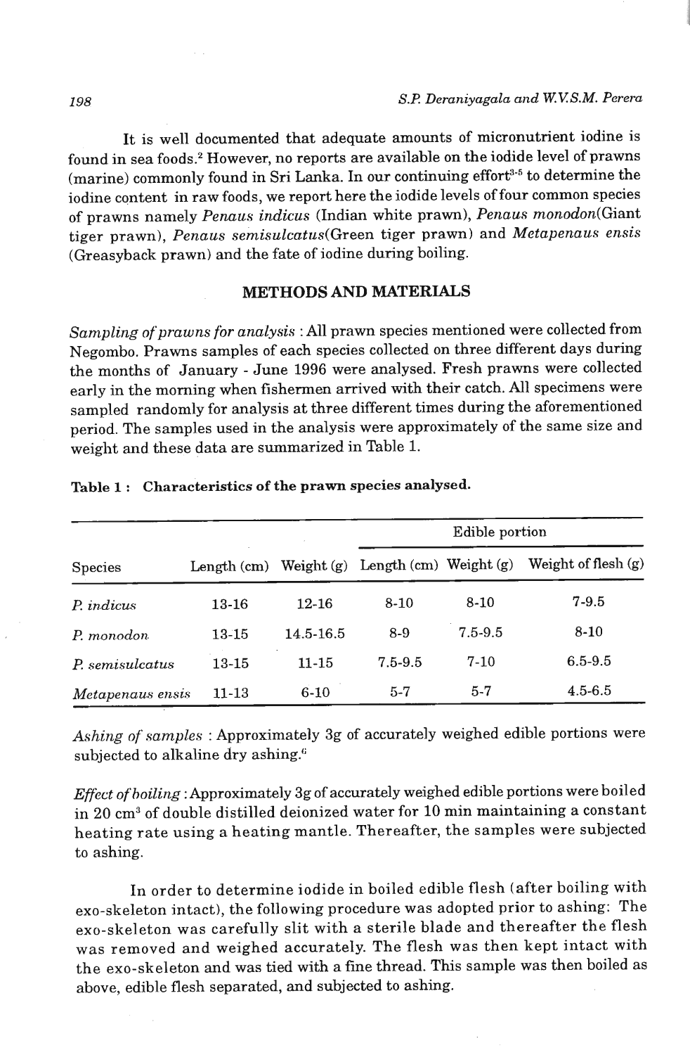It is well documented that adequate amounts of micronutrient iodine is found in sea foods.[2] However, no reports are available on the iodide level of prawns (marine) commonly found in Sri Lanka. In our continuing effort[3-5] to determine the iodine content in raw foods, we report here the iodide levels of four common species of prawns namely *Penaus indicus* (Indian white prawn), *Penaus monodon*(Giant tiger prawn), *Penaus semisulcatus*(Green tiger prawn) and *Metapenaus ensis* (Greasyback prawn) and the fate of iodine during boiling.

## METHODS AND MATERIALS

*Sampling of prawns for analysis* : All prawn species mentioned were collected from Negombo. Prawns samples of each species collected on three different days during the months of January - June 1996 were analysed. Fresh prawns were collected early in the morning when fishermen arrived with their catch. All specimens were sampled randomly for analysis at three different times during the aforementioned period. The samples used in the analysis were approximately of the same size and weight and these data are summarized in Table 1.

**Table 1 : Characteristics of the prawn species analysed.**

| | | | Edible portion | | |
|---|---|---|---|---|---|
| Species | Length (cm) | Weight (g) | Length (cm) | Weight (g) | Weight of flesh (g) |
| *P. indicus* | 13-16 | 12-16 | 8-10 | 8-10 | 7-9.5 |
| *P. monodon* | 13-15 | 14.5-16.5 | 8-9 | 7.5-9.5 | 8-10 |
| *P. semisulcatus* | 13-15 | 11-15 | 7.5-9.5 | 7-10 | 6.5-9.5 |
| *Metapenaus ensis* | 11-13 | 6-10 | 5-7 | 5-7 | 4.5-6.5 |

*Ashing of samples* : Approximately 3g of accurately weighed edible portions were subjected to alkaline dry ashing.[6]

*Effect of boiling* : Approximately 3g of accurately weighed edible portions were boiled in 20 $cm^3$ of double distilled deionized water for 10 min maintaining a constant heating rate using a heating mantle. Thereafter, the samples were subjected to ashing.

In order to determine iodide in boiled edible flesh (after boiling with exo-skeleton intact), the following procedure was adopted prior to ashing: The exo-skeleton was carefully slit with a sterile blade and thereafter the flesh was removed and weighed accurately. The flesh was then kept intact with the exo-skeleton and was tied with a fine thread. This sample was then boiled as above, edible flesh separated, and subjected to ashing.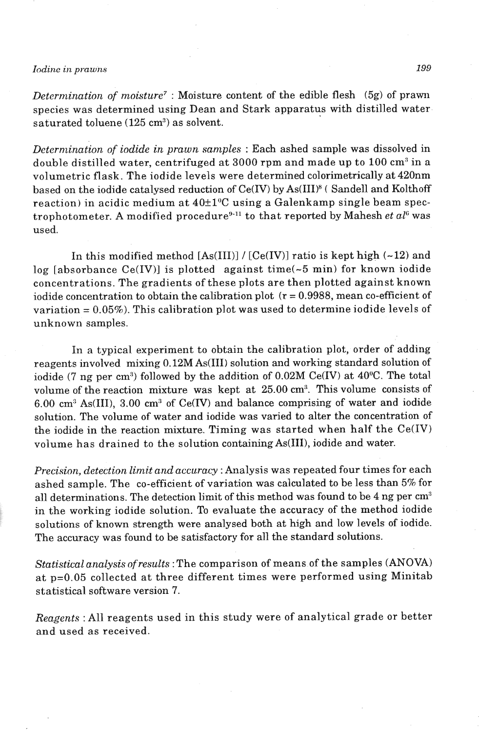*Determination of moisture*[7] : Moisture content of the edible flesh (5g) of prawn species was determined using Dean and Stark apparatus with distilled water saturated toluene (125 $cm^3$) as solvent.

*Determination of iodide in prawn samples* : Each ashed sample was dissolved in double distilled water, centrifuged at 3000 rpm and made up to 100 $cm^3$ in a volumetric flask. The iodide levels were determined colorimetrically at 420nm based on the iodide catalysed reduction of Ce(IV) by As(III)[8] ( Sandell and Kolthoff reaction) in acidic medium at 40±1°C using a Galenkamp single beam spectrophotometer. A modified procedure[9-11] to that reported by Mahesh *et al*[6] was used.

In this modified method [As(III)] / [Ce(IV)] ratio is kept high (~12) and log [absorbance Ce(IV)] is plotted against time(~5 min) for known iodide concentrations. The gradients of these plots are then plotted against known iodide concentration to obtain the calibration plot (r = 0.9988, mean co-efficient of variation = 0.05%). This calibration plot was used to determine iodide levels of unknown samples.

In a typical experiment to obtain the calibration plot, order of adding reagents involved mixing 0.12M As(III) solution and working standard solution of iodide (7 ng per $cm^3$) followed by the addition of 0.02M Ce(IV) at 40°C. The total volume of the reaction mixture was kept at 25.00 $cm^3$. This volume consists of 6.00 $cm^3$ As(III), 3.00 $cm^3$ of Ce(IV) and balance comprising of water and iodide solution. The volume of water and iodide was varied to alter the concentration of the iodide in the reaction mixture. Timing was started when half the Ce(IV) volume has drained to the solution containing As(III), iodide and water.

*Precision, detection limit and accuracy* : Analysis was repeated four times for each ashed sample. The co-efficient of variation was calculated to be less than 5% for all determinations. The detection limit of this method was found to be 4 ng per $cm^3$ in the working iodide solution. To evaluate the accuracy of the method iodide solutions of known strength were analysed both at high and low levels of iodide. The accuracy was found to be satisfactory for all the standard solutions.

*Statistical analysis of results* : The comparison of means of the samples (ANOVA) at p=0.05 collected at three different times were performed using Minitab statistical software version 7.

*Reagents* : All reagents used in this study were of analytical grade or better and used as received.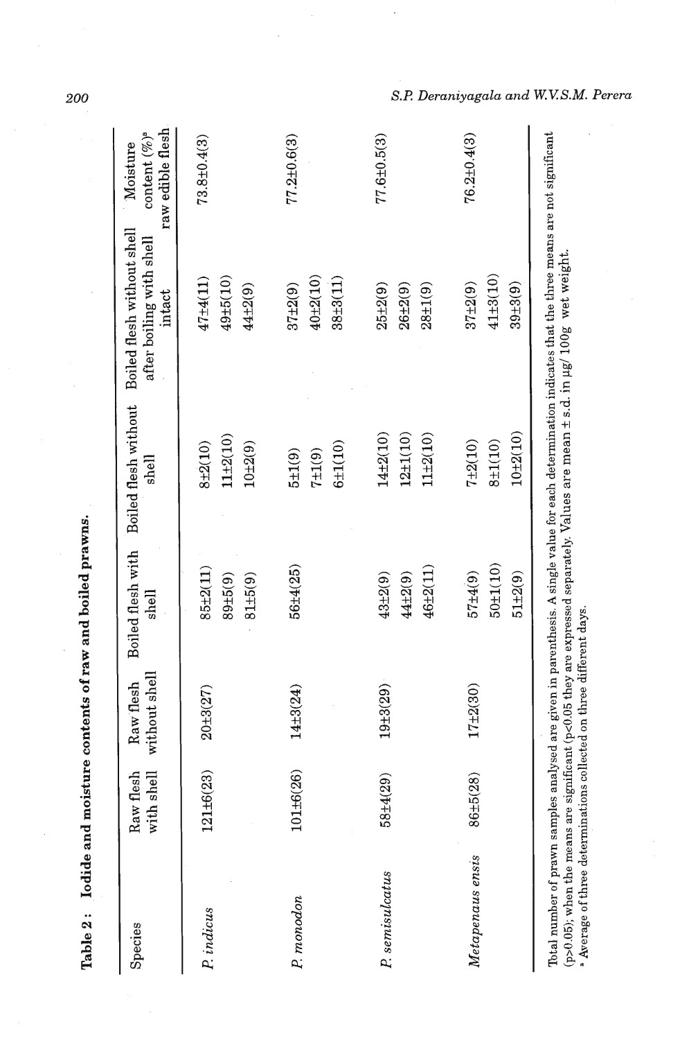**Table 2: Iodide and moisture contents of raw and boiled prawns.**

| Species | Raw flesh with shell | Raw flesh without shell | Boiled flesh with shell | Boiled flesh without shell | Boiled flesh without shell after boiling with shell intact | Moisture content (%)[a] raw edible flesh |
|---|---|---|---|---|---|---|
| *P. indicus* | 121±6(23) | 20±3(27) | 85±2(11) | 8±2(10) | 47±4(11) | 73.8±0.4(3) |
| | | | 89±5(9) | 11±2(10) | 49±5(10) | |
| | | | 81±5(9) | 10±2(9) | 44±2(9) | |
| *P. monodon* | 101±6(26) | 14±3(24) | 56±4(25) | 5±1(9) | 37±2(9) | 77.2±0.6(3) |
| | | | | 7±1(9) | 40±2(10) | |
| | | | | 6±1(10) | 38±3(11) | |
| *P. semisulcatus* | 58±4(29) | 19±3(29) | 43±2(9) | 14±2(10) | 25±2(9) | 77.6±0.5(3) |
| | | | 44±2(9) | 12±1(10) | 26±2(9) | |
| | | | 46±2(11) | 11±2(10) | 28±1(9) | |
| *Metapenaus ensis* | 86±5(28) | 17±2(30) | 57±4(9) | 7±2(10) | 37±2(9) | 76.2±0.4(3) |
| | | | 50±1(10) | 8±1(10) | 41±3(10) | |
| | | | 51±2(9) | 10±2(10) | 39±3(9) | |

Total number of prawn samples analysed are given in parenthesis. A single value for each determination indicates that the three means are not significant ($p>0.05$); when the means are significant ($p<0.05$) they are expressed separately. Values are mean ± s.d. in µg/ 100g wet weight.

[a] Average of three determinations collected on three different days.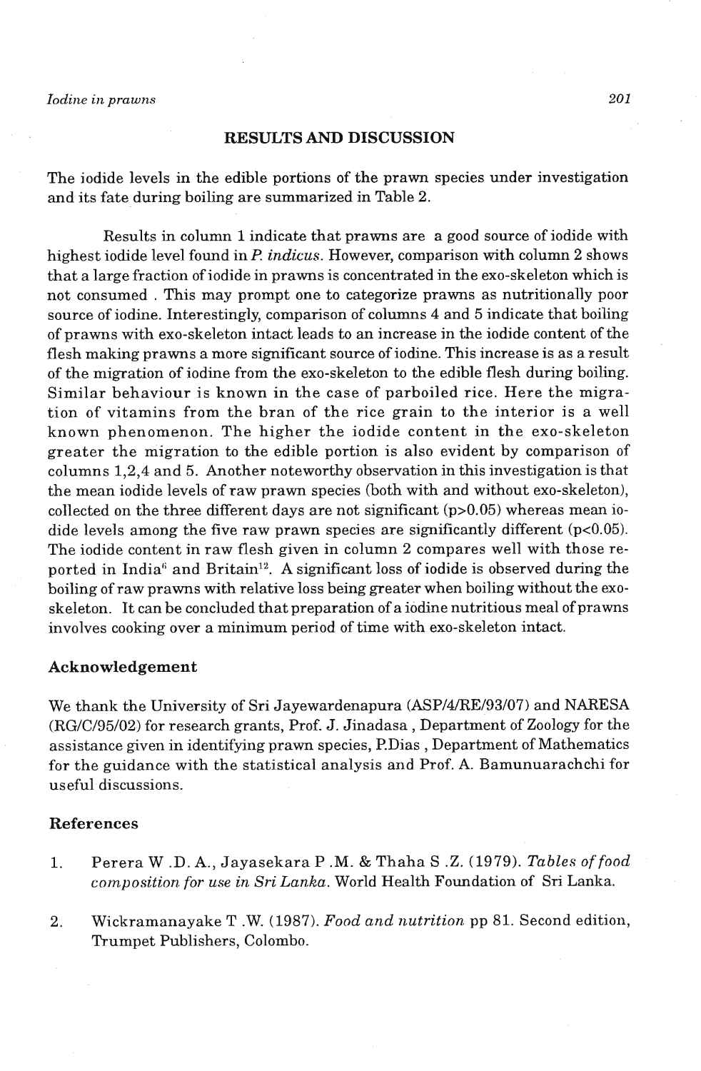## RESULTS AND DISCUSSION

The iodide levels in the edible portions of the prawn species under investigation and its fate during boiling are summarized in Table 2.

Results in column 1 indicate that prawns are a good source of iodide with highest iodide level found in *P. indicus*. However, comparison with column 2 shows that a large fraction of iodide in prawns is concentrated in the exo-skeleton which is not consumed . This may prompt one to categorize prawns as nutritionally poor source of iodine. Interestingly, comparison of columns 4 and 5 indicate that boiling of prawns with exo-skeleton intact leads to an increase in the iodide content of the flesh making prawns a more significant source of iodine. This increase is as a result of the migration of iodine from the exo-skeleton to the edible flesh during boiling. Similar behaviour is known in the case of parboiled rice. Here the migration of vitamins from the bran of the rice grain to the interior is a well known phenomenon. The higher the iodide content in the exo-skeleton greater the migration to the edible portion is also evident by comparison of columns 1,2,4 and 5. Another noteworthy observation in this investigation is that the mean iodide levels of raw prawn species (both with and without exo-skeleton), collected on the three different days are not significant ($p>0.05$) whereas mean iodide levels among the five raw prawn species are significantly different ($p<0.05$). The iodide content in raw flesh given in column 2 compares well with those reported in India[6] and Britain[12]. A significant loss of iodide is observed during the boiling of raw prawns with relative loss being greater when boiling without the exo-skeleton. It can be concluded that preparation of a iodine nutritious meal of prawns involves cooking over a minimum period of time with exo-skeleton intact.

### Acknowledgement

We thank the University of Sri Jayewardenapura (ASP/4/RE/93/07) and NARESA (RG/C/95/02) for research grants, Prof. J. Jinadasa , Department of Zoology for the assistance given in identifying prawn species, P.Dias , Department of Mathematics for the guidance with the statistical analysis and Prof. A. Bamunuarachchi for useful discussions.

### References

1. Perera W .D. A., Jayasekara P .M. & Thaha S .Z. (1979). *Tables of food composition for use in Sri Lanka*. World Health Foundation of Sri Lanka.
2. Wickramanayake T .W. (1987). *Food and nutrition* pp 81. Second edition, Trumpet Publishers, Colombo.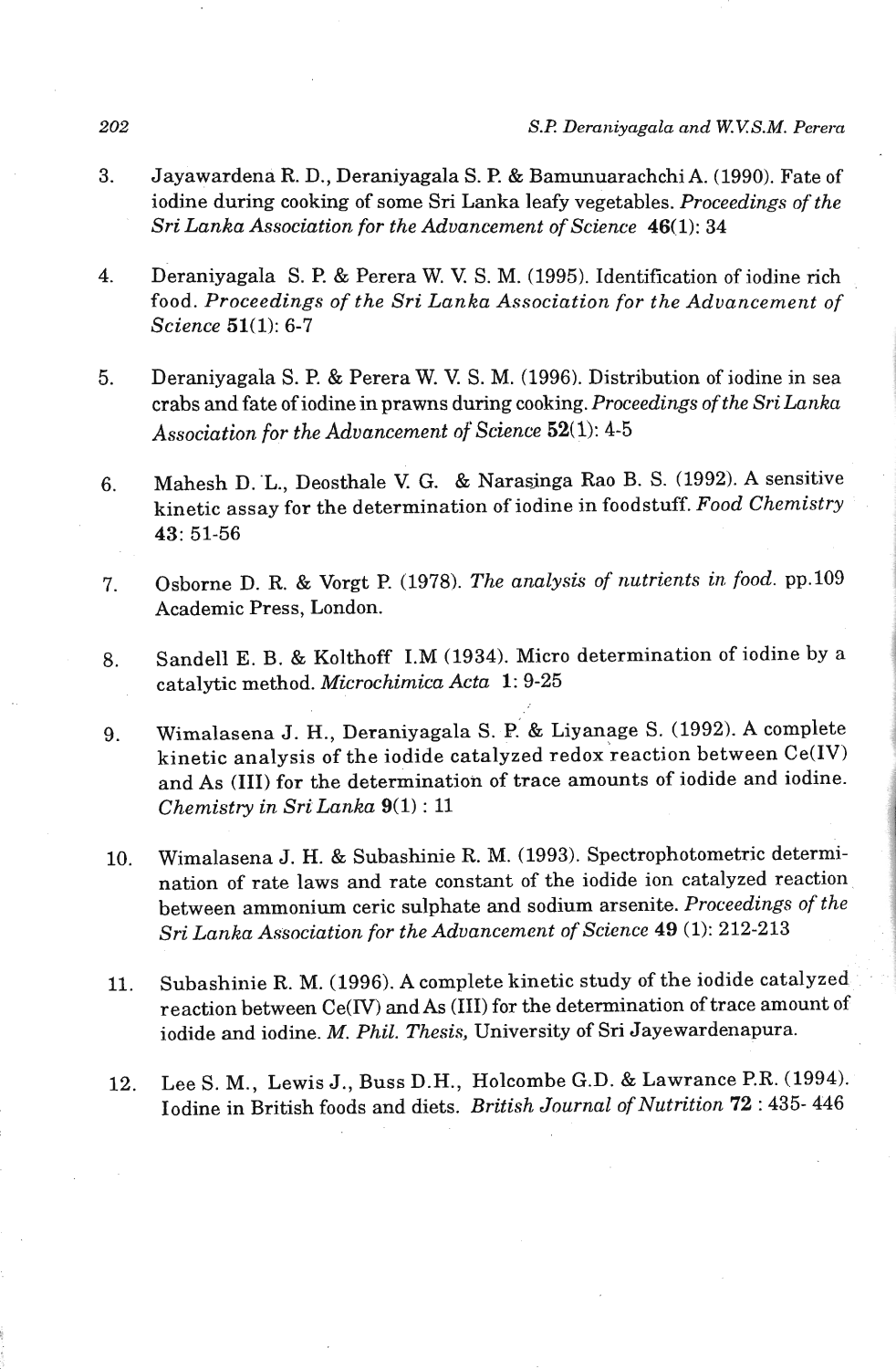3. Jayawardena R. D., Deraniyagala S. P. & Bamunuarachchi A. (1990). Fate of iodine during cooking of some Sri Lanka leafy vegetables. *Proceedings of the Sri Lanka Association for the Advancement of Science* **46**(1): 34

4. Deraniyagala S. P. & Perera W. V. S. M. (1995). Identification of iodine rich food. *Proceedings of the Sri Lanka Association for the Advancement of Science* **51**(1): 6-7

5. Deraniyagala S. P. & Perera W. V. S. M. (1996). Distribution of iodine in sea crabs and fate of iodine in prawns during cooking. *Proceedings of the Sri Lanka Association for the Advancement of Science* **52**(1): 4-5

6. Mahesh D. L., Deosthale V. G. & Narasinga Rao B. S. (1992). A sensitive kinetic assay for the determination of iodine in foodstuff. *Food Chemistry* **43**: 51-56

7. Osborne D. R. & Vorgt P. (1978). *The analysis of nutrients in food.* pp.109 Academic Press, London.

8. Sandell E. B. & Kolthoff I.M (1934). Micro determination of iodine by a catalytic method. *Microchimica Acta* **1**: 9-25

9. Wimalasena J. H., Deraniyagala S. P. & Liyanage S. (1992). A complete kinetic analysis of the iodide catalyzed redox reaction between Ce(IV) and As (III) for the determination of trace amounts of iodide and iodine. *Chemistry in Sri Lanka* **9**(1) : 11

10. Wimalasena J. H. & Subashinie R. M. (1993). Spectrophotometric determination of rate laws and rate constant of the iodide ion catalyzed reaction between ammonium ceric sulphate and sodium arsenite. *Proceedings of the Sri Lanka Association for the Advancement of Science* **49** (1): 212-213

11. Subashinie R. M. (1996). A complete kinetic study of the iodide catalyzed reaction between Ce(IV) and As (III) for the determination of trace amount of iodide and iodine. *M. Phil. Thesis,* University of Sri Jayewardenapura.

12. Lee S. M., Lewis J., Buss D.H., Holcombe G.D. & Lawrance P.R. (1994). Iodine in British foods and diets. *British Journal of Nutrition* **72** : 435- 446